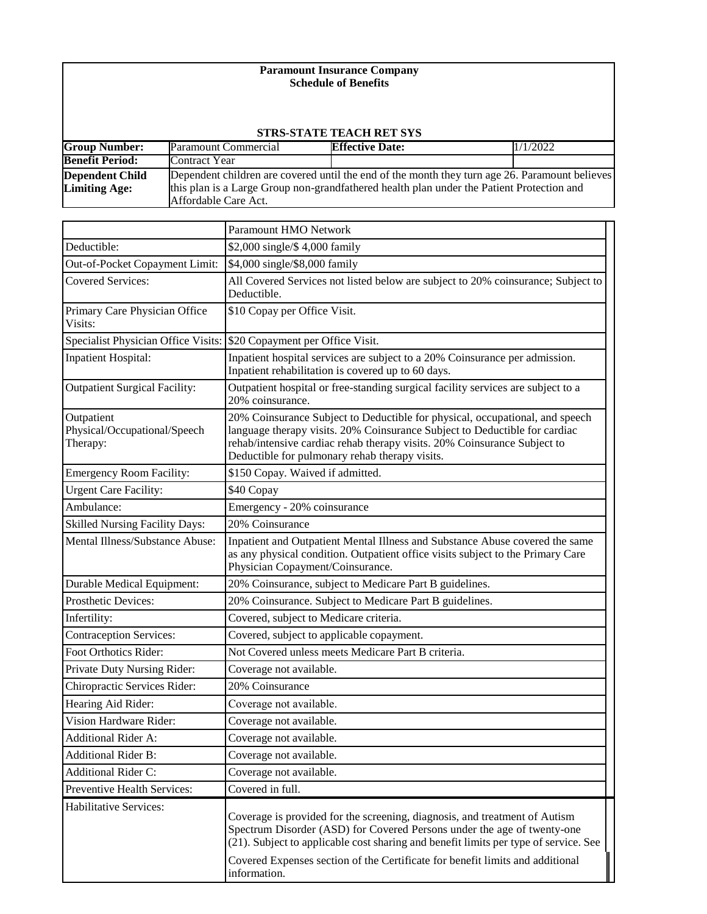**Paramount Insurance Company**
**Schedule of Benefits**

**STRS-STATE TEACH RET SYS**

| **Group Number:** | Paramount Commercial | **Effective Date:** | 1/1/2022 |
|---|---|---|---|
| **Benefit Period:** | Contract Year | | |
| **Dependent Child Limiting Age:** | Dependent children are covered until the end of the month they turn age 26. Paramount believes this plan is a Large Group non-grandfathered health plan under the Patient Protection and Affordable Care Act. | | |

| | Paramount HMO Network |
|---|---|
| Deductible: | $2,000 single/$ 4,000 family |
| Out-of-Pocket Copayment Limit: | $4,000 single/$8,000 family |
| Covered Services: | All Covered Services not listed below are subject to 20% coinsurance; Subject to Deductible. |
| Primary Care Physician Office Visits: | $10 Copay per Office Visit. |
| Specialist Physician Office Visits: | $20 Copayment per Office Visit. |
| Inpatient Hospital: | Inpatient hospital services are subject to a 20% Coinsurance per admission. Inpatient rehabilitation is covered up to 60 days. |
| Outpatient Surgical Facility: | Outpatient hospital or free-standing surgical facility services are subject to a 20% coinsurance. |
| Outpatient Physical/Occupational/Speech Therapy: | 20% Coinsurance Subject to Deductible for physical, occupational, and speech language therapy visits. 20% Coinsurance Subject to Deductible for cardiac rehab/intensive cardiac rehab therapy visits. 20% Coinsurance Subject to Deductible for pulmonary rehab therapy visits. |
| Emergency Room Facility: | $150 Copay. Waived if admitted. |
| Urgent Care Facility: | $40 Copay |
| Ambulance: | Emergency - 20% coinsurance |
| Skilled Nursing Facility Days: | 20% Coinsurance |
| Mental Illness/Substance Abuse: | Inpatient and Outpatient Mental Illness and Substance Abuse covered the same as any physical condition. Outpatient office visits subject to the Primary Care Physician Copayment/Coinsurance. |
| Durable Medical Equipment: | 20% Coinsurance, subject to Medicare Part B guidelines. |
| Prosthetic Devices: | 20% Coinsurance. Subject to Medicare Part B guidelines. |
| Infertility: | Covered, subject to Medicare criteria. |
| Contraception Services: | Covered, subject to applicable copayment. |
| Foot Orthotics Rider: | Not Covered unless meets Medicare Part B criteria. |
| Private Duty Nursing Rider: | Coverage not available. |
| Chiropractic Services Rider: | 20% Coinsurance |
| Hearing Aid Rider: | Coverage not available. |
| Vision Hardware Rider: | Coverage not available. |
| Additional Rider A: | Coverage not available. |
| Additional Rider B: | Coverage not available. |
| Additional Rider C: | Coverage not available. |
| Preventive Health Services: | Covered in full. |
| Habilitative Services: | Coverage is provided for the screening, diagnosis, and treatment of Autism Spectrum Disorder (ASD) for Covered Persons under the age of twenty-one (21). Subject to applicable cost sharing and benefit limits per type of service. See Covered Expenses section of the Certificate for benefit limits and additional information. |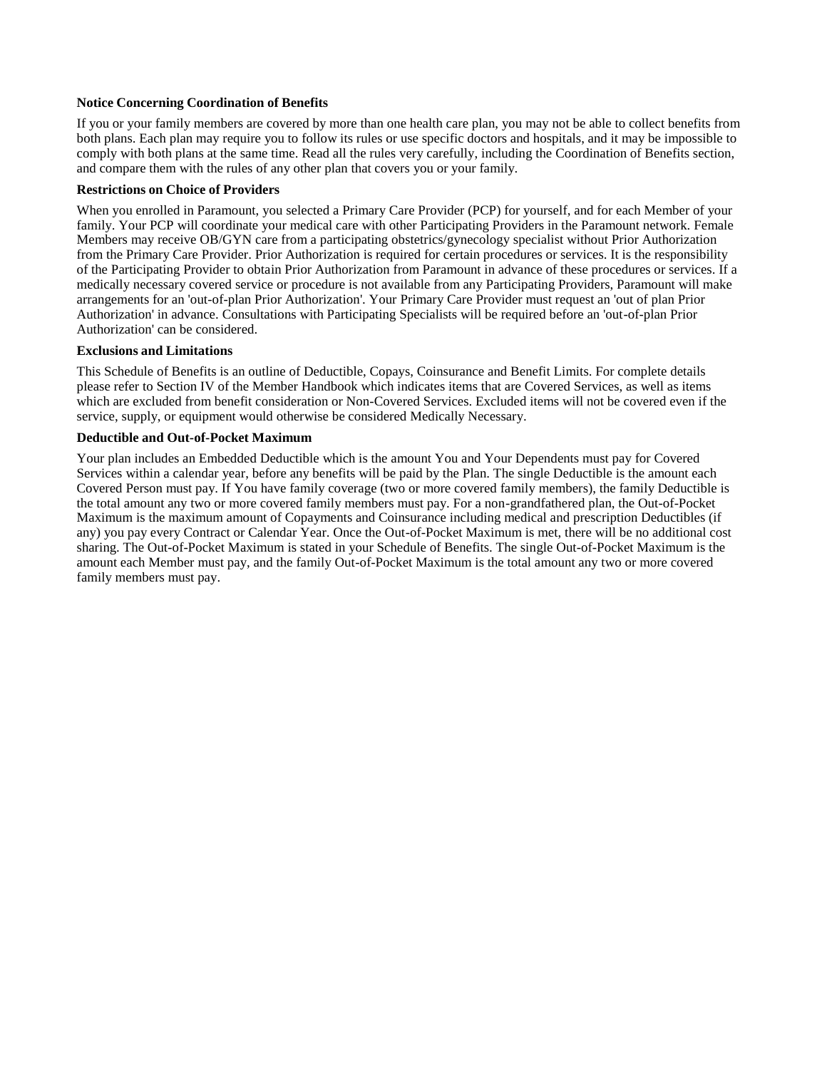**Notice Concerning Coordination of Benefits**

If you or your family members are covered by more than one health care plan, you may not be able to collect benefits from both plans. Each plan may require you to follow its rules or use specific doctors and hospitals, and it may be impossible to comply with both plans at the same time. Read all the rules very carefully, including the Coordination of Benefits section, and compare them with the rules of any other plan that covers you or your family.

**Restrictions on Choice of Providers**

When you enrolled in Paramount, you selected a Primary Care Provider (PCP) for yourself, and for each Member of your family. Your PCP will coordinate your medical care with other Participating Providers in the Paramount network. Female Members may receive OB/GYN care from a participating obstetrics/gynecology specialist without Prior Authorization from the Primary Care Provider. Prior Authorization is required for certain procedures or services. It is the responsibility of the Participating Provider to obtain Prior Authorization from Paramount in advance of these procedures or services. If a medically necessary covered service or procedure is not available from any Participating Providers, Paramount will make arrangements for an 'out-of-plan Prior Authorization'. Your Primary Care Provider must request an 'out of plan Prior Authorization' in advance. Consultations with Participating Specialists will be required before an 'out-of-plan Prior Authorization' can be considered.

**Exclusions and Limitations**

This Schedule of Benefits is an outline of Deductible, Copays, Coinsurance and Benefit Limits. For complete details please refer to Section IV of the Member Handbook which indicates items that are Covered Services, as well as items which are excluded from benefit consideration or Non-Covered Services. Excluded items will not be covered even if the service, supply, or equipment would otherwise be considered Medically Necessary.

**Deductible and Out-of-Pocket Maximum**

Your plan includes an Embedded Deductible which is the amount You and Your Dependents must pay for Covered Services within a calendar year, before any benefits will be paid by the Plan. The single Deductible is the amount each Covered Person must pay. If You have family coverage (two or more covered family members), the family Deductible is the total amount any two or more covered family members must pay. For a non-grandfathered plan, the Out-of-Pocket Maximum is the maximum amount of Copayments and Coinsurance including medical and prescription Deductibles (if any) you pay every Contract or Calendar Year. Once the Out-of-Pocket Maximum is met, there will be no additional cost sharing. The Out-of-Pocket Maximum is stated in your Schedule of Benefits. The single Out-of-Pocket Maximum is the amount each Member must pay, and the family Out-of-Pocket Maximum is the total amount any two or more covered family members must pay.